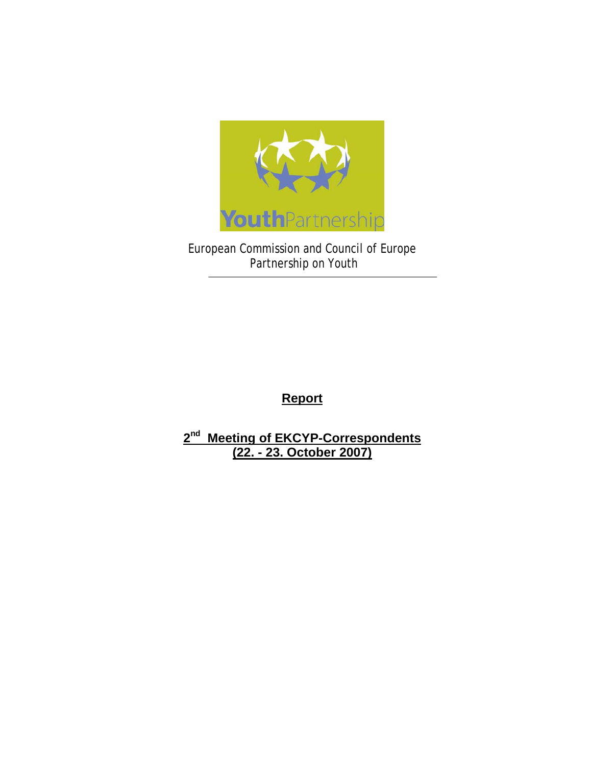YouthPartnership

European Commission and Council of Europe
Partnership on Youth

---

# Report

## 2nd Meeting of EKCYP-Correspondents (22. - 23. October 2007)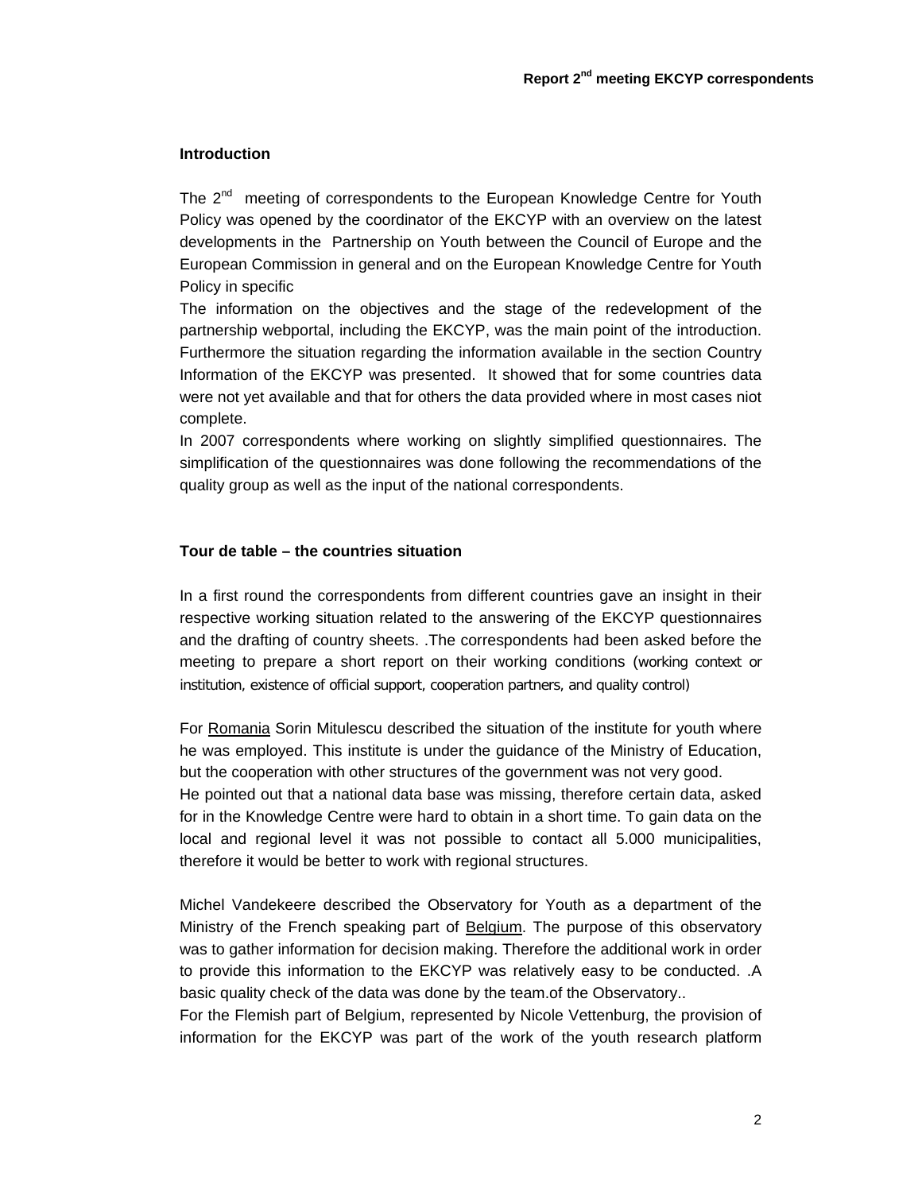## Introduction

The 2nd meeting of correspondents to the European Knowledge Centre for Youth Policy was opened by the coordinator of the EKCYP with an overview on the latest developments in the Partnership on Youth between the Council of Europe and the European Commission in general and on the European Knowledge Centre for Youth Policy in specific

The information on the objectives and the stage of the redevelopment of the partnership webportal, including the EKCYP, was the main point of the introduction. Furthermore the situation regarding the information available in the section Country Information of the EKCYP was presented. It showed that for some countries data were not yet available and that for others the data provided where in most cases niot complete.

In 2007 correspondents where working on slightly simplified questionnaires. The simplification of the questionnaires was done following the recommendations of the quality group as well as the input of the national correspondents.

## Tour de table – the countries situation

In a first round the correspondents from different countries gave an insight in their respective working situation related to the answering of the EKCYP questionnaires and the drafting of country sheets. .The correspondents had been asked before the meeting to prepare a short report on their working conditions (working context or institution, existence of official support, cooperation partners, and quality control)

For Romania Sorin Mitulescu described the situation of the institute for youth where he was employed. This institute is under the guidance of the Ministry of Education, but the cooperation with other structures of the government was not very good.

He pointed out that a national data base was missing, therefore certain data, asked for in the Knowledge Centre were hard to obtain in a short time. To gain data on the local and regional level it was not possible to contact all 5.000 municipalities, therefore it would be better to work with regional structures.

Michel Vandekeere described the Observatory for Youth as a department of the Ministry of the French speaking part of Belgium. The purpose of this observatory was to gather information for decision making. Therefore the additional work in order to provide this information to the EKCYP was relatively easy to be conducted. .A basic quality check of the data was done by the team.of the Observatory..

For the Flemish part of Belgium, represented by Nicole Vettenburg, the provision of information for the EKCYP was part of the work of the youth research platform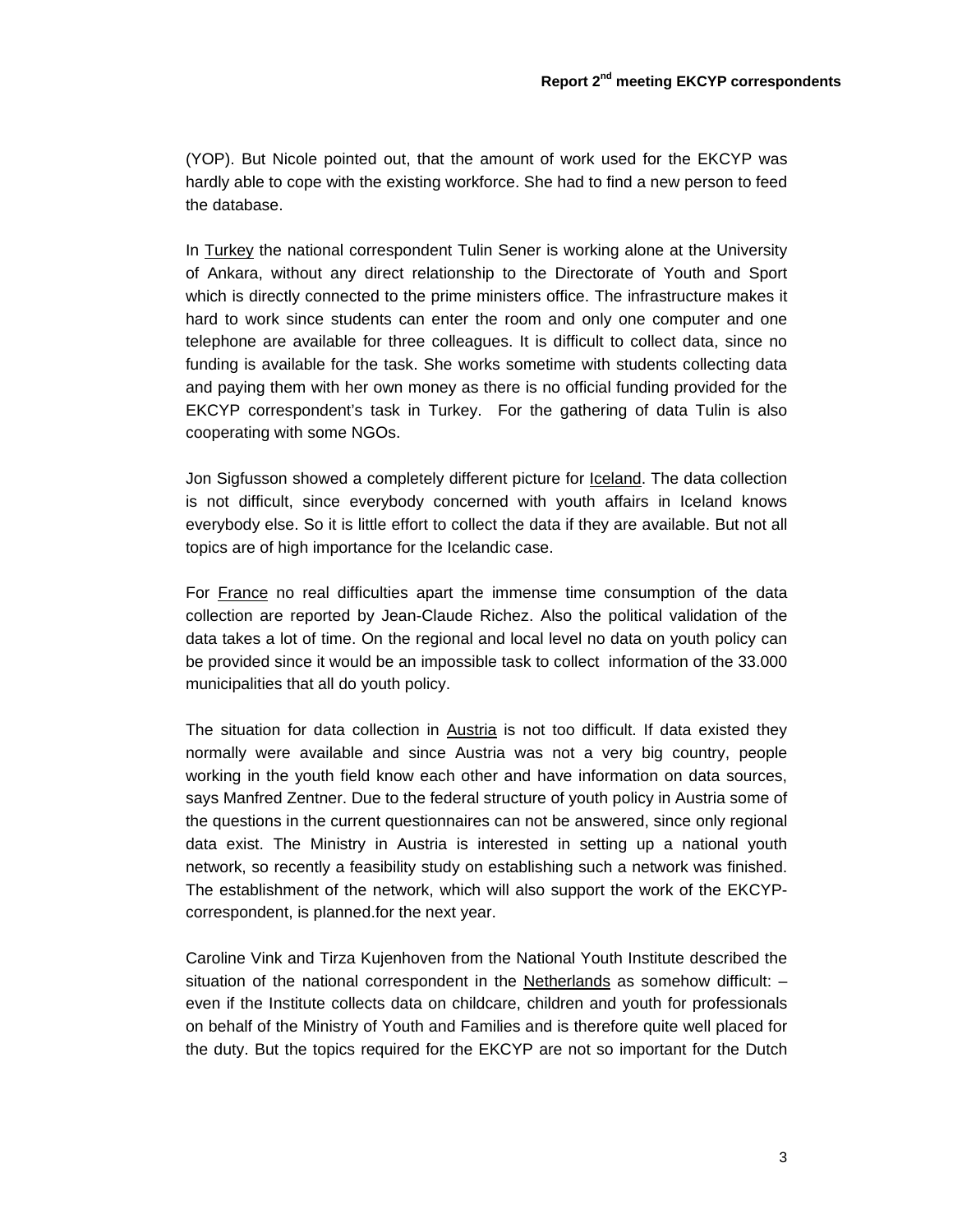(YOP). But Nicole pointed out, that the amount of work used for the EKCYP was hardly able to cope with the existing workforce. She had to find a new person to feed the database.

In Turkey the national correspondent Tulin Sener is working alone at the University of Ankara, without any direct relationship to the Directorate of Youth and Sport which is directly connected to the prime ministers office. The infrastructure makes it hard to work since students can enter the room and only one computer and one telephone are available for three colleagues. It is difficult to collect data, since no funding is available for the task. She works sometime with students collecting data and paying them with her own money as there is no official funding provided for the EKCYP correspondent's task in Turkey. For the gathering of data Tulin is also cooperating with some NGOs.

Jon Sigfusson showed a completely different picture for Iceland. The data collection is not difficult, since everybody concerned with youth affairs in Iceland knows everybody else. So it is little effort to collect the data if they are available. But not all topics are of high importance for the Icelandic case.

For France no real difficulties apart the immense time consumption of the data collection are reported by Jean-Claude Richez. Also the political validation of the data takes a lot of time. On the regional and local level no data on youth policy can be provided since it would be an impossible task to collect information of the 33.000 municipalities that all do youth policy.

The situation for data collection in Austria is not too difficult. If data existed they normally were available and since Austria was not a very big country, people working in the youth field know each other and have information on data sources, says Manfred Zentner. Due to the federal structure of youth policy in Austria some of the questions in the current questionnaires can not be answered, since only regional data exist. The Ministry in Austria is interested in setting up a national youth network, so recently a feasibility study on establishing such a network was finished. The establishment of the network, which will also support the work of the EKCYP-correspondent, is planned.for the next year.

Caroline Vink and Tirza Kujenhoven from the National Youth Institute described the situation of the national correspondent in the Netherlands as somehow difficult: – even if the Institute collects data on childcare, children and youth for professionals on behalf of the Ministry of Youth and Families and is therefore quite well placed for the duty. But the topics required for the EKCYP are not so important for the Dutch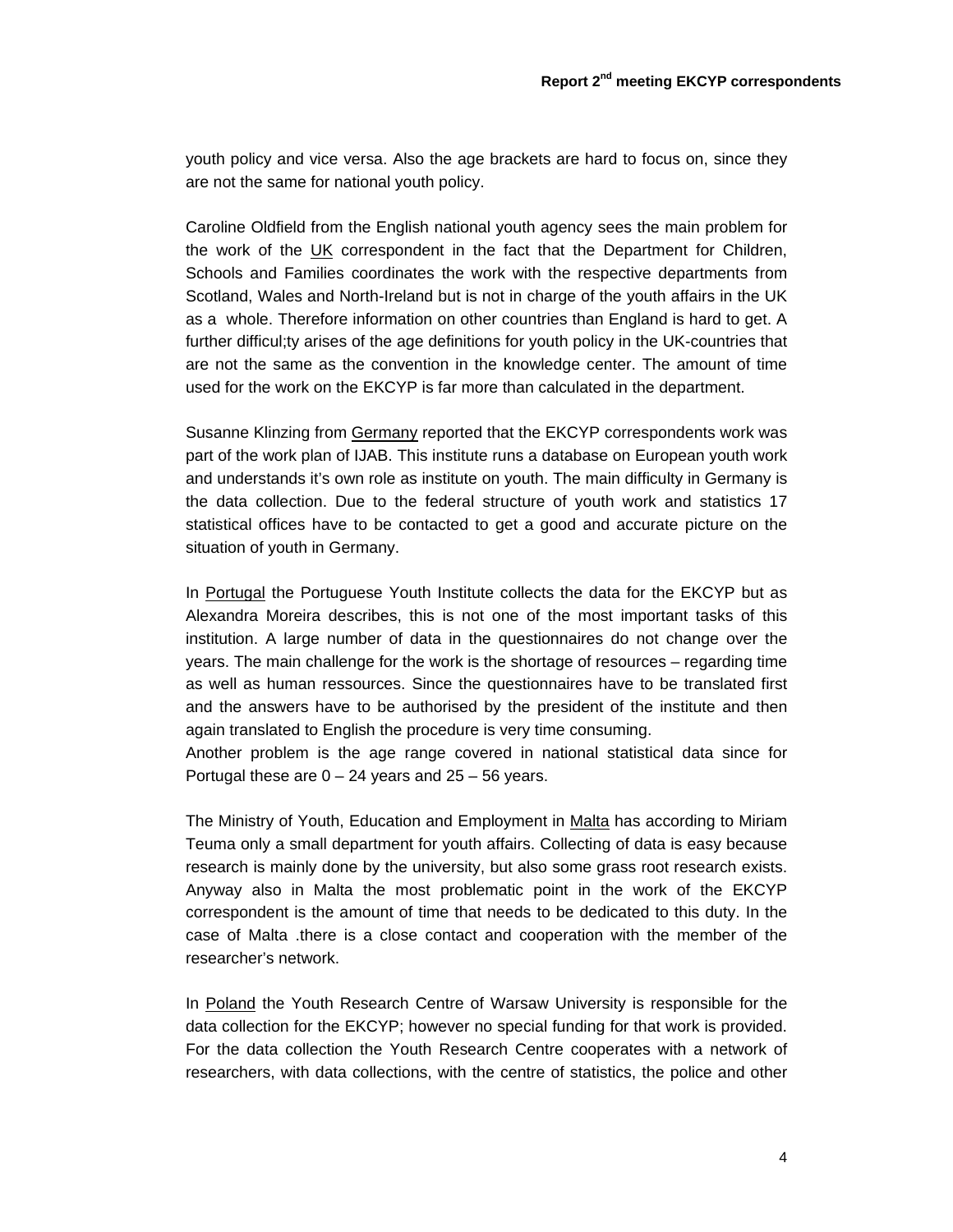youth policy and vice versa. Also the age brackets are hard to focus on, since they are not the same for national youth policy.

Caroline Oldfield from the English national youth agency sees the main problem for the work of the UK correspondent in the fact that the Department for Children, Schools and Families coordinates the work with the respective departments from Scotland, Wales and North-Ireland but is not in charge of the youth affairs in the UK as a whole. Therefore information on other countries than England is hard to get. A further difficul;ty arises of the age definitions for youth policy in the UK-countries that are not the same as the convention in the knowledge center. The amount of time used for the work on the EKCYP is far more than calculated in the department.

Susanne Klinzing from Germany reported that the EKCYP correspondents work was part of the work plan of IJAB. This institute runs a database on European youth work and understands it's own role as institute on youth. The main difficulty in Germany is the data collection. Due to the federal structure of youth work and statistics 17 statistical offices have to be contacted to get a good and accurate picture on the situation of youth in Germany.

In Portugal the Portuguese Youth Institute collects the data for the EKCYP but as Alexandra Moreira describes, this is not one of the most important tasks of this institution. A large number of data in the questionnaires do not change over the years. The main challenge for the work is the shortage of resources – regarding time as well as human ressources. Since the questionnaires have to be translated first and the answers have to be authorised by the president of the institute and then again translated to English the procedure is very time consuming.
Another problem is the age range covered in national statistical data since for Portugal these are 0 – 24 years and 25 – 56 years.

The Ministry of Youth, Education and Employment in Malta has according to Miriam Teuma only a small department for youth affairs. Collecting of data is easy because research is mainly done by the university, but also some grass root research exists. Anyway also in Malta the most problematic point in the work of the EKCYP correspondent is the amount of time that needs to be dedicated to this duty. In the case of Malta .there is a close contact and cooperation with the member of the researcher's network.

In Poland the Youth Research Centre of Warsaw University is responsible for the data collection for the EKCYP; however no special funding for that work is provided. For the data collection the Youth Research Centre cooperates with a network of researchers, with data collections, with the centre of statistics, the police and other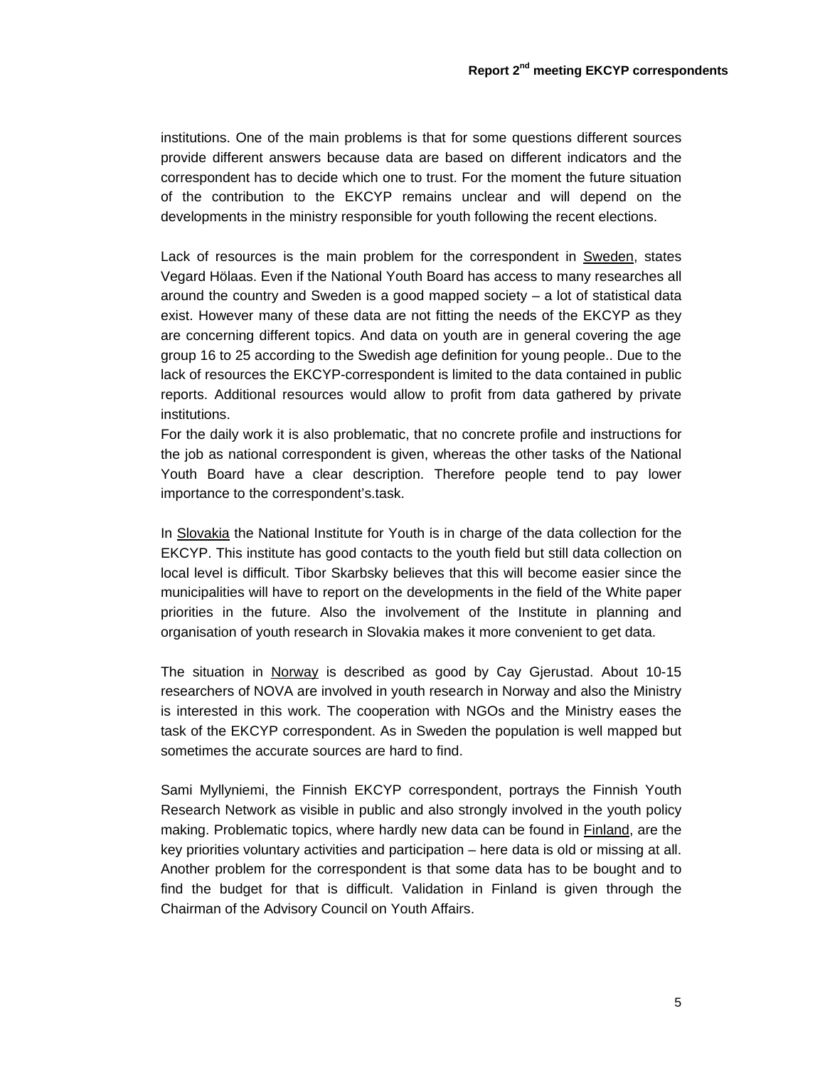institutions. One of the main problems is that for some questions different sources provide different answers because data are based on different indicators and the correspondent has to decide which one to trust. For the moment the future situation of the contribution to the EKCYP remains unclear and will depend on the developments in the ministry responsible for youth following the recent elections.

Lack of resources is the main problem for the correspondent in Sweden, states Vegard Hölaas. Even if the National Youth Board has access to many researches all around the country and Sweden is a good mapped society – a lot of statistical data exist. However many of these data are not fitting the needs of the EKCYP as they are concerning different topics. And data on youth are in general covering the age group 16 to 25 according to the Swedish age definition for young people.. Due to the lack of resources the EKCYP-correspondent is limited to the data contained in public reports. Additional resources would allow to profit from data gathered by private institutions.
For the daily work it is also problematic, that no concrete profile and instructions for the job as national correspondent is given, whereas the other tasks of the National Youth Board have a clear description. Therefore people tend to pay lower importance to the correspondent's.task.

In Slovakia the National Institute for Youth is in charge of the data collection for the EKCYP. This institute has good contacts to the youth field but still data collection on local level is difficult. Tibor Skarbsky believes that this will become easier since the municipalities will have to report on the developments in the field of the White paper priorities in the future. Also the involvement of the Institute in planning and organisation of youth research in Slovakia makes it more convenient to get data.

The situation in Norway is described as good by Cay Gjerustad. About 10-15 researchers of NOVA are involved in youth research in Norway and also the Ministry is interested in this work. The cooperation with NGOs and the Ministry eases the task of the EKCYP correspondent. As in Sweden the population is well mapped but sometimes the accurate sources are hard to find.

Sami Myllyniemi, the Finnish EKCYP correspondent, portrays the Finnish Youth Research Network as visible in public and also strongly involved in the youth policy making. Problematic topics, where hardly new data can be found in Finland, are the key priorities voluntary activities and participation – here data is old or missing at all. Another problem for the correspondent is that some data has to be bought and to find the budget for that is difficult. Validation in Finland is given through the Chairman of the Advisory Council on Youth Affairs.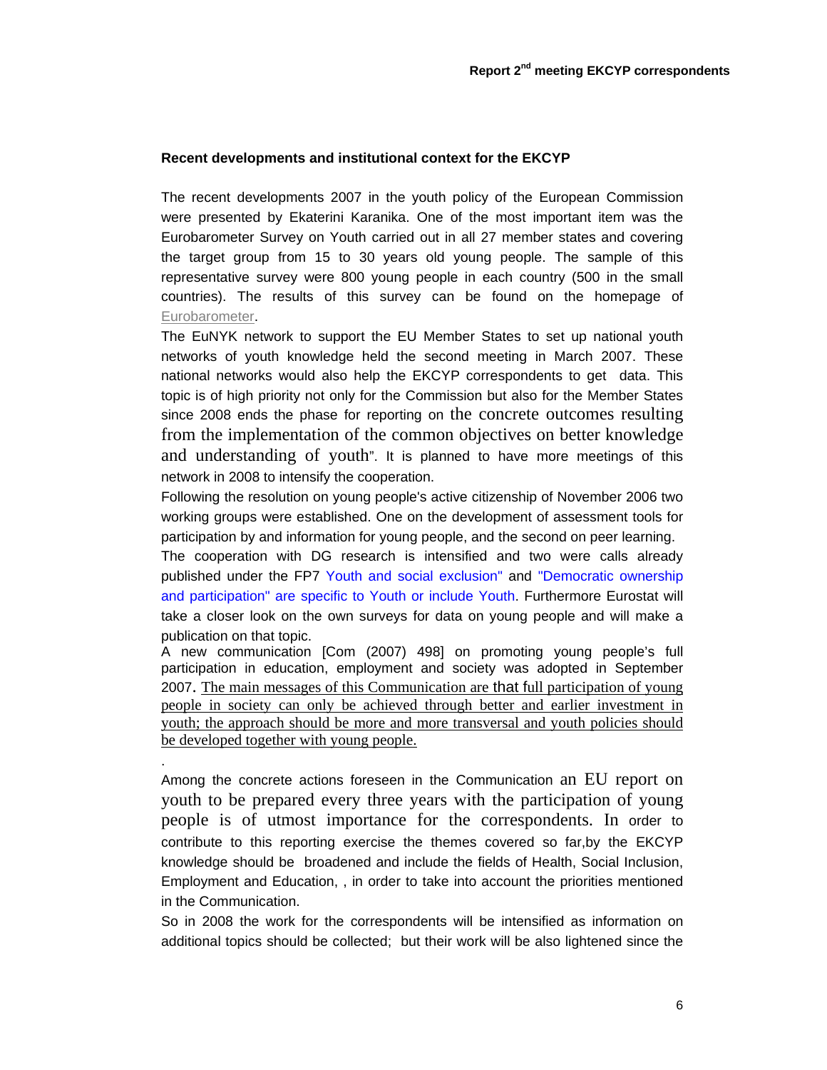**Recent developments and institutional context for the EKCYP**

The recent developments 2007 in the youth policy of the European Commission were presented by Ekaterini Karanika. One of the most important item was the Eurobarometer Survey on Youth carried out in all 27 member states and covering the target group from 15 to 30 years old young people. The sample of this representative survey were 800 young people in each country (500 in the small countries). The results of this survey can be found on the homepage of Eurobarometer.

The EuNYK network to support the EU Member States to set up national youth networks of youth knowledge held the second meeting in March 2007. These national networks would also help the EKCYP correspondents to get data. This topic is of high priority not only for the Commission but also for the Member States since 2008 ends the phase for reporting on the concrete outcomes resulting from the implementation of the common objectives on better knowledge and understanding of youth". It is planned to have more meetings of this network in 2008 to intensify the cooperation.

Following the resolution on young people's active citizenship of November 2006 two working groups were established. One on the development of assessment tools for participation by and information for young people, and the second on peer learning.

The cooperation with DG research is intensified and two were calls already published under the FP7 Youth and social exclusion" and "Democratic ownership and participation" are specific to Youth or include Youth. Furthermore Eurostat will take a closer look on the own surveys for data on young people and will make a publication on that topic.

A new communication [Com (2007) 498] on promoting young people's full participation in education, employment and society was adopted in September 2007. The main messages of this Communication are that full participation of young people in society can only be achieved through better and earlier investment in youth; the approach should be more and more transversal and youth policies should be developed together with young people.

.

Among the concrete actions foreseen in the Communication an EU report on youth to be prepared every three years with the participation of young people is of utmost importance for the correspondents. In order to contribute to this reporting exercise the themes covered so far,by the EKCYP knowledge should be broadened and include the fields of Health, Social Inclusion, Employment and Education, , in order to take into account the priorities mentioned in the Communication.

So in 2008 the work for the correspondents will be intensified as information on additional topics should be collected; but their work will be also lightened since the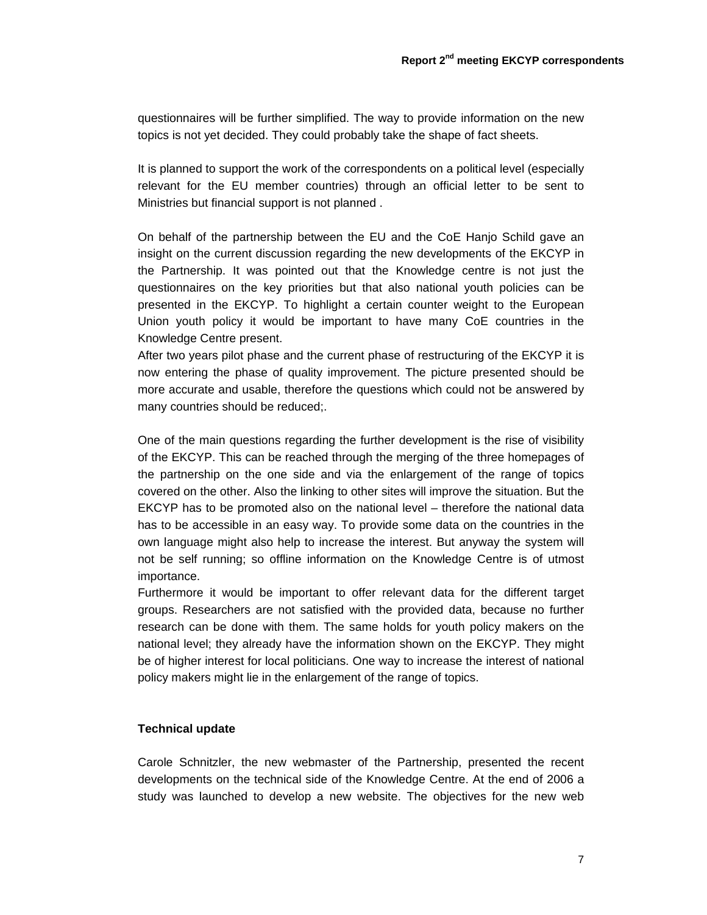questionnaires will be further simplified. The way to provide information on the new topics is not yet decided. They could probably take the shape of fact sheets.

It is planned to support the work of the correspondents on a political level (especially relevant for the EU member countries) through an official letter to be sent to Ministries but financial support is not planned .

On behalf of the partnership between the EU and the CoE Hanjo Schild gave an insight on the current discussion regarding the new developments of the EKCYP in the Partnership. It was pointed out that the Knowledge centre is not just the questionnaires on the key priorities but that also national youth policies can be presented in the EKCYP. To highlight a certain counter weight to the European Union youth policy it would be important to have many CoE countries in the Knowledge Centre present.
After two years pilot phase and the current phase of restructuring of the EKCYP it is now entering the phase of quality improvement. The picture presented should be more accurate and usable, therefore the questions which could not be answered by many countries should be reduced;.

One of the main questions regarding the further development is the rise of visibility of the EKCYP. This can be reached through the merging of the three homepages of the partnership on the one side and via the enlargement of the range of topics covered on the other. Also the linking to other sites will improve the situation. But the EKCYP has to be promoted also on the national level – therefore the national data has to be accessible in an easy way. To provide some data on the countries in the own language might also help to increase the interest. But anyway the system will not be self running; so offline information on the Knowledge Centre is of utmost importance.
Furthermore it would be important to offer relevant data for the different target groups. Researchers are not satisfied with the provided data, because no further research can be done with them. The same holds for youth policy makers on the national level; they already have the information shown on the EKCYP. They might be of higher interest for local politicians. One way to increase the interest of national policy makers might lie in the enlargement of the range of topics.

**Technical update**

Carole Schnitzler, the new webmaster of the Partnership, presented the recent developments on the technical side of the Knowledge Centre. At the end of 2006 a study was launched to develop a new website. The objectives for the new web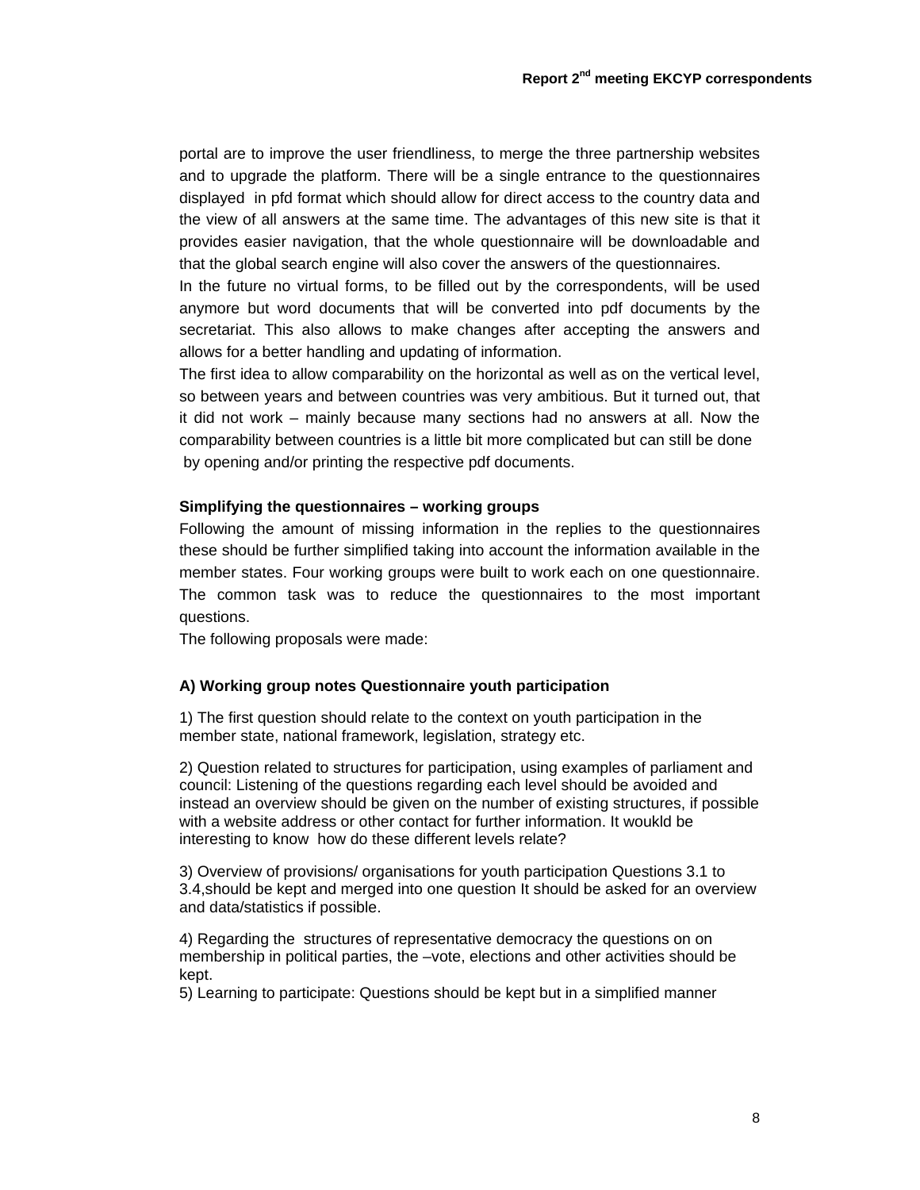portal are to improve the user friendliness, to merge the three partnership websites and to upgrade the platform. There will be a single entrance to the questionnaires displayed in pfd format which should allow for direct access to the country data and the view of all answers at the same time. The advantages of this new site is that it provides easier navigation, that the whole questionnaire will be downloadable and that the global search engine will also cover the answers of the questionnaires.

In the future no virtual forms, to be filled out by the correspondents, will be used anymore but word documents that will be converted into pdf documents by the secretariat. This also allows to make changes after accepting the answers and allows for a better handling and updating of information.

The first idea to allow comparability on the horizontal as well as on the vertical level, so between years and between countries was very ambitious. But it turned out, that it did not work – mainly because many sections had no answers at all. Now the comparability between countries is a little bit more complicated but can still be done by opening and/or printing the respective pdf documents.

**Simplifying the questionnaires – working groups**

Following the amount of missing information in the replies to the questionnaires these should be further simplified taking into account the information available in the member states. Four working groups were built to work each on one questionnaire. The common task was to reduce the questionnaires to the most important questions.

The following proposals were made:

**A) Working group notes Questionnaire youth participation**

1) The first question should relate to the context on youth participation in the member state, national framework, legislation, strategy etc.

2) Question related to structures for participation, using examples of parliament and council: Listening of the questions regarding each level should be avoided and instead an overview should be given on the number of existing structures, if possible with a website address or other contact for further information. It woukld be interesting to know how do these different levels relate?

3) Overview of provisions/ organisations for youth participation Questions 3.1 to 3.4,should be kept and merged into one question It should be asked for an overview and data/statistics if possible.

4) Regarding the structures of representative democracy the questions on on membership in political parties, the –vote, elections and other activities should be kept.

5) Learning to participate: Questions should be kept but in a simplified manner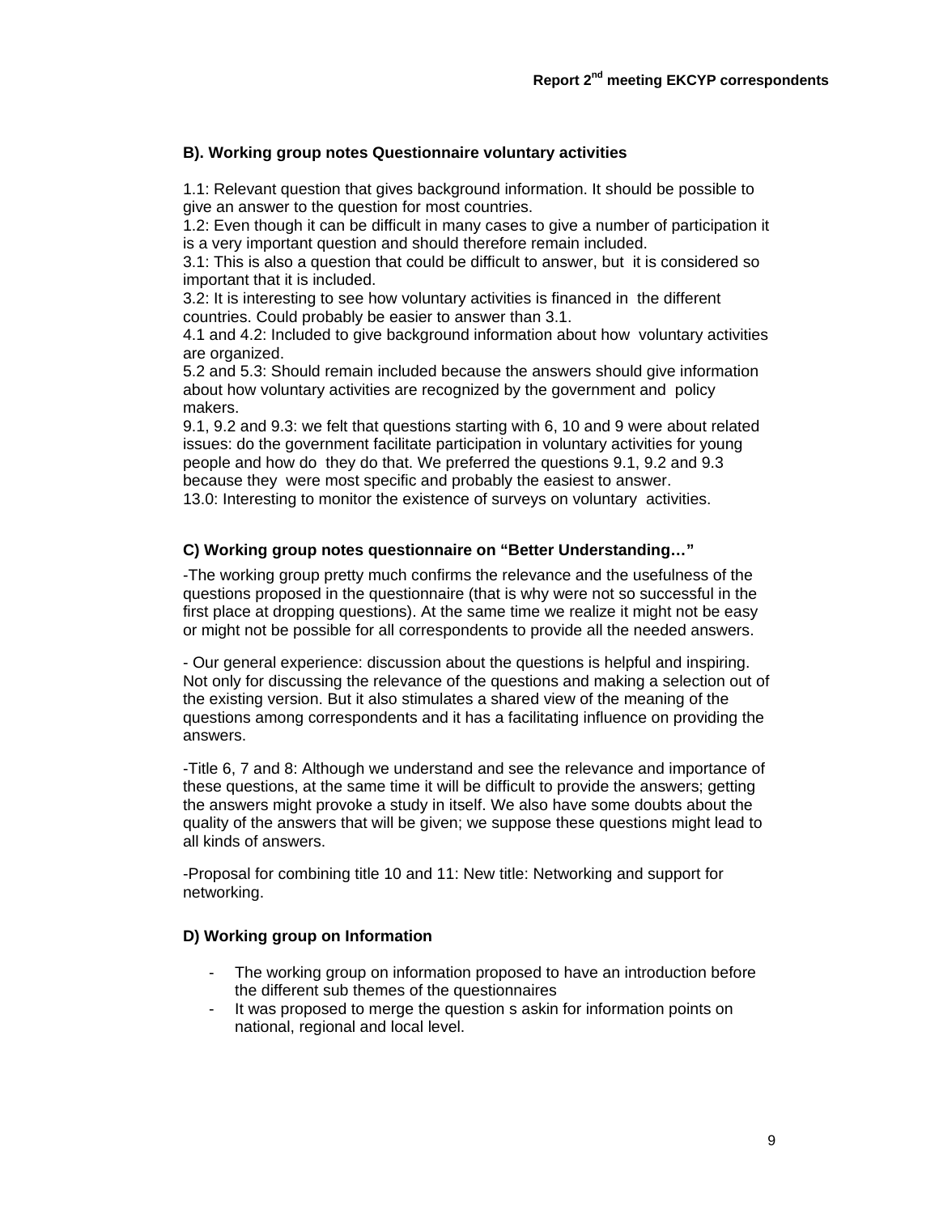### B). Working group notes Questionnaire voluntary activities

1.1: Relevant question that gives background information. It should be possible to give an answer to the question for most countries.
1.2: Even though it can be difficult in many cases to give a number of participation it is a very important question and should therefore remain included.
3.1: This is also a question that could be difficult to answer, but it is considered so important that it is included.
3.2: It is interesting to see how voluntary activities is financed in the different countries. Could probably be easier to answer than 3.1.
4.1 and 4.2: Included to give background information about how voluntary activities are organized.
5.2 and 5.3: Should remain included because the answers should give information about how voluntary activities are recognized by the government and policy makers.
9.1, 9.2 and 9.3: we felt that questions starting with 6, 10 and 9 were about related issues: do the government facilitate participation in voluntary activities for young people and how do they do that. We preferred the questions 9.1, 9.2 and 9.3 because they were most specific and probably the easiest to answer.
13.0: Interesting to monitor the existence of surveys on voluntary activities.

### C) Working group notes questionnaire on "Better Understanding…"

-The working group pretty much confirms the relevance and the usefulness of the questions proposed in the questionnaire (that is why were not so successful in the first place at dropping questions). At the same time we realize it might not be easy or might not be possible for all correspondents to provide all the needed answers.

- Our general experience: discussion about the questions is helpful and inspiring. Not only for discussing the relevance of the questions and making a selection out of the existing version. But it also stimulates a shared view of the meaning of the questions among correspondents and it has a facilitating influence on providing the answers.

-Title 6, 7 and 8: Although we understand and see the relevance and importance of these questions, at the same time it will be difficult to provide the answers; getting the answers might provoke a study in itself. We also have some doubts about the quality of the answers that will be given; we suppose these questions might lead to all kinds of answers.

-Proposal for combining title 10 and 11: New title: Networking and support for networking.

### D) Working group on Information

- The working group on information proposed to have an introduction before the different sub themes of the questionnaires
- It was proposed to merge the question s askin for information points on national, regional and local level.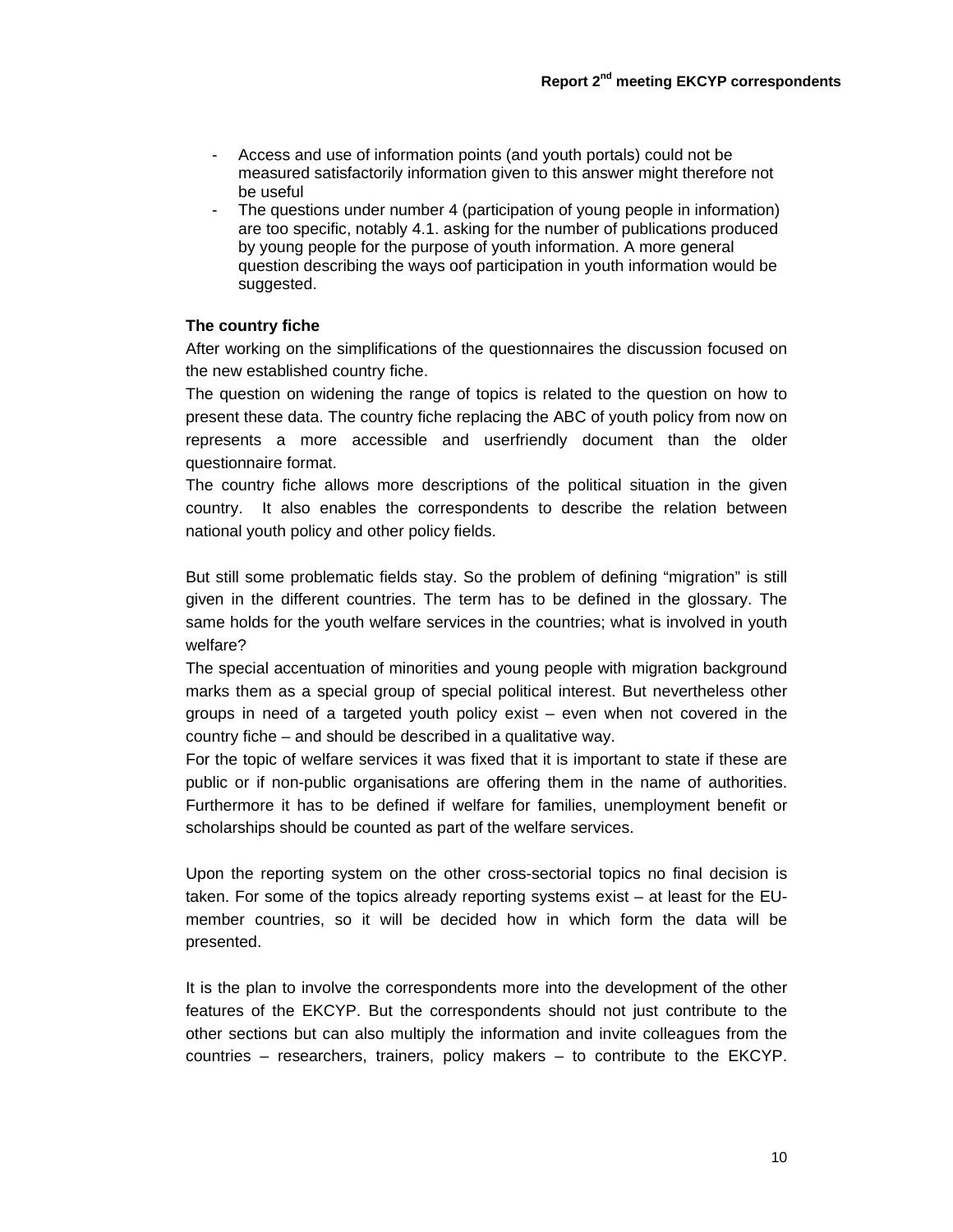- Access and use of information points (and youth portals) could not be measured satisfactorily information given to this answer might therefore not be useful
- The questions under number 4 (participation of young people in information) are too specific, notably 4.1. asking for the number of publications produced by young people for the purpose of youth information. A more general question describing the ways oof participation in youth information would be suggested.

**The country fiche**

After working on the simplifications of the questionnaires the discussion focused on the new established country fiche.

The question on widening the range of topics is related to the question on how to present these data. The country fiche replacing the ABC of youth policy from now on represents a more accessible and userfriendly document than the older questionnaire format.

The country fiche allows more descriptions of the political situation in the given country. It also enables the correspondents to describe the relation between national youth policy and other policy fields.

But still some problematic fields stay. So the problem of defining "migration" is still given in the different countries. The term has to be defined in the glossary. The same holds for the youth welfare services in the countries; what is involved in youth welfare?

The special accentuation of minorities and young people with migration background marks them as a special group of special political interest. But nevertheless other groups in need of a targeted youth policy exist – even when not covered in the country fiche – and should be described in a qualitative way.

For the topic of welfare services it was fixed that it is important to state if these are public or if non-public organisations are offering them in the name of authorities. Furthermore it has to be defined if welfare for families, unemployment benefit or scholarships should be counted as part of the welfare services.

Upon the reporting system on the other cross-sectorial topics no final decision is taken. For some of the topics already reporting systems exist – at least for the EU-member countries, so it will be decided how in which form the data will be presented.

It is the plan to involve the correspondents more into the development of the other features of the EKCYP. But the correspondents should not just contribute to the other sections but can also multiply the information and invite colleagues from the countries – researchers, trainers, policy makers – to contribute to the EKCYP.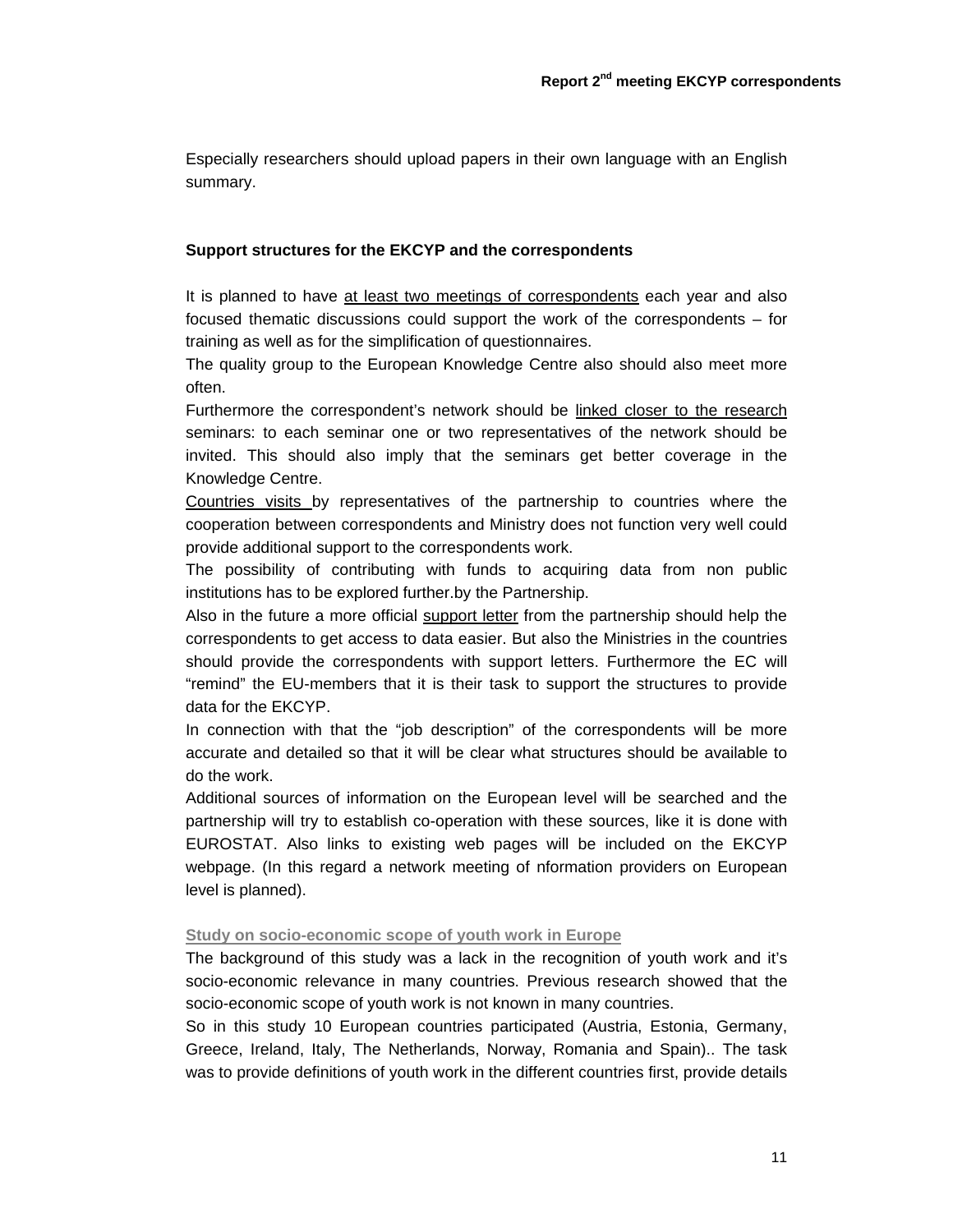Especially researchers should upload papers in their own language with an English summary.

**Support structures for the EKCYP and the correspondents**

It is planned to have at least two meetings of correspondents each year and also focused thematic discussions could support the work of the correspondents – for training as well as for the simplification of questionnaires.

The quality group to the European Knowledge Centre also should also meet more often.

Furthermore the correspondent's network should be linked closer to the research seminars: to each seminar one or two representatives of the network should be invited. This should also imply that the seminars get better coverage in the Knowledge Centre.

Countries visits by representatives of the partnership to countries where the cooperation between correspondents and Ministry does not function very well could provide additional support to the correspondents work.

The possibility of contributing with funds to acquiring data from non public institutions has to be explored further.by the Partnership.

Also in the future a more official support letter from the partnership should help the correspondents to get access to data easier. But also the Ministries in the countries should provide the correspondents with support letters. Furthermore the EC will "remind" the EU-members that it is their task to support the structures to provide data for the EKCYP.

In connection with that the "job description" of the correspondents will be more accurate and detailed so that it will be clear what structures should be available to do the work.

Additional sources of information on the European level will be searched and the partnership will try to establish co-operation with these sources, like it is done with EUROSTAT. Also links to existing web pages will be included on the EKCYP webpage. (In this regard a network meeting of nformation providers on European level is planned).

**Study on socio-economic scope of youth work in Europe**

The background of this study was a lack in the recognition of youth work and it's socio-economic relevance in many countries. Previous research showed that the socio-economic scope of youth work is not known in many countries.

So in this study 10 European countries participated (Austria, Estonia, Germany, Greece, Ireland, Italy, The Netherlands, Norway, Romania and Spain).. The task was to provide definitions of youth work in the different countries first, provide details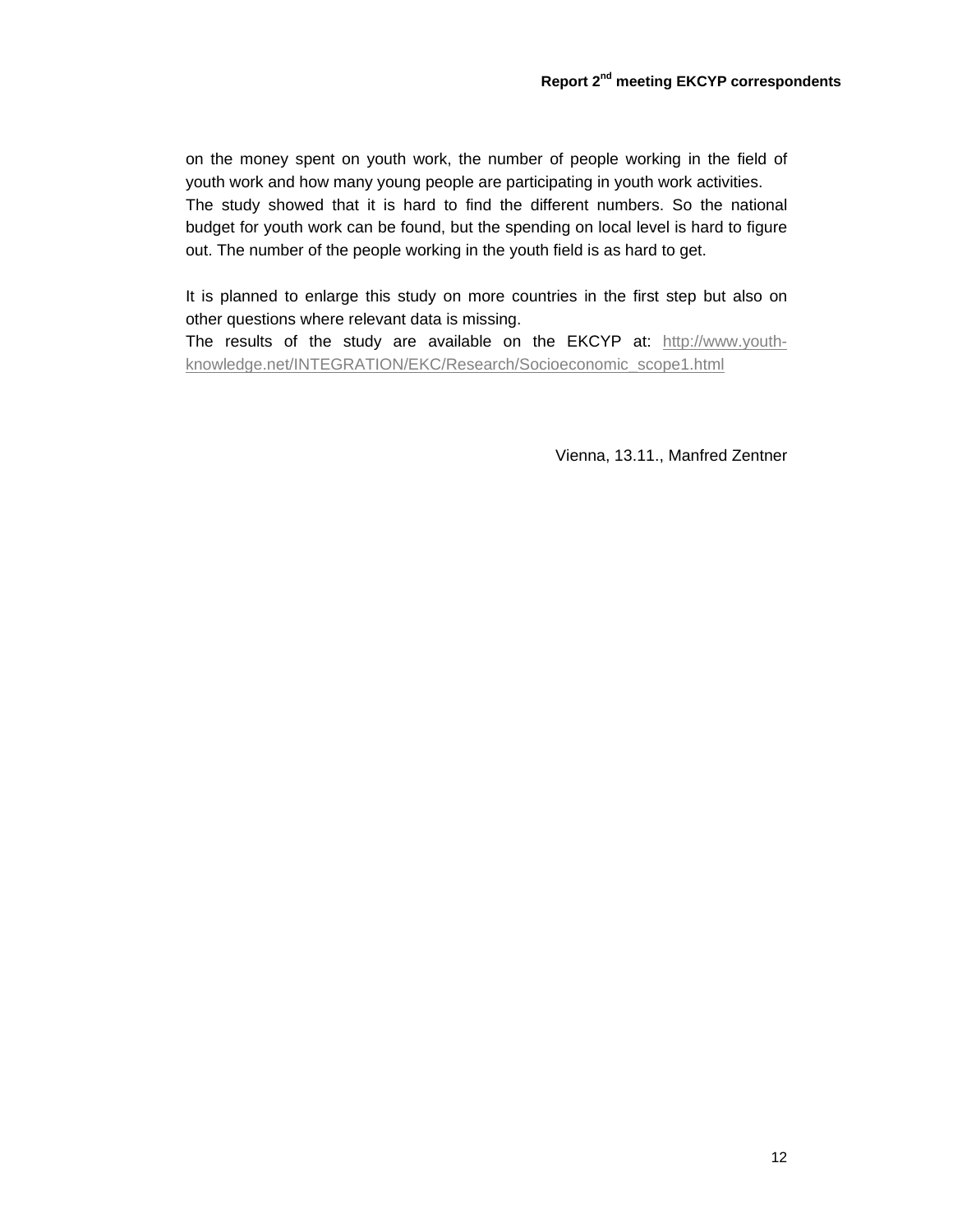on the money spent on youth work, the number of people working in the field of youth work and how many young people are participating in youth work activities.
The study showed that it is hard to find the different numbers. So the national budget for youth work can be found, but the spending on local level is hard to figure out. The number of the people working in the youth field is as hard to get.

It is planned to enlarge this study on more countries in the first step but also on other questions where relevant data is missing.
The results of the study are available on the EKCYP at: http://www.youth-knowledge.net/INTEGRATION/EKC/Research/Socioeconomic_scope1.html

Vienna, 13.11., Manfred Zentner